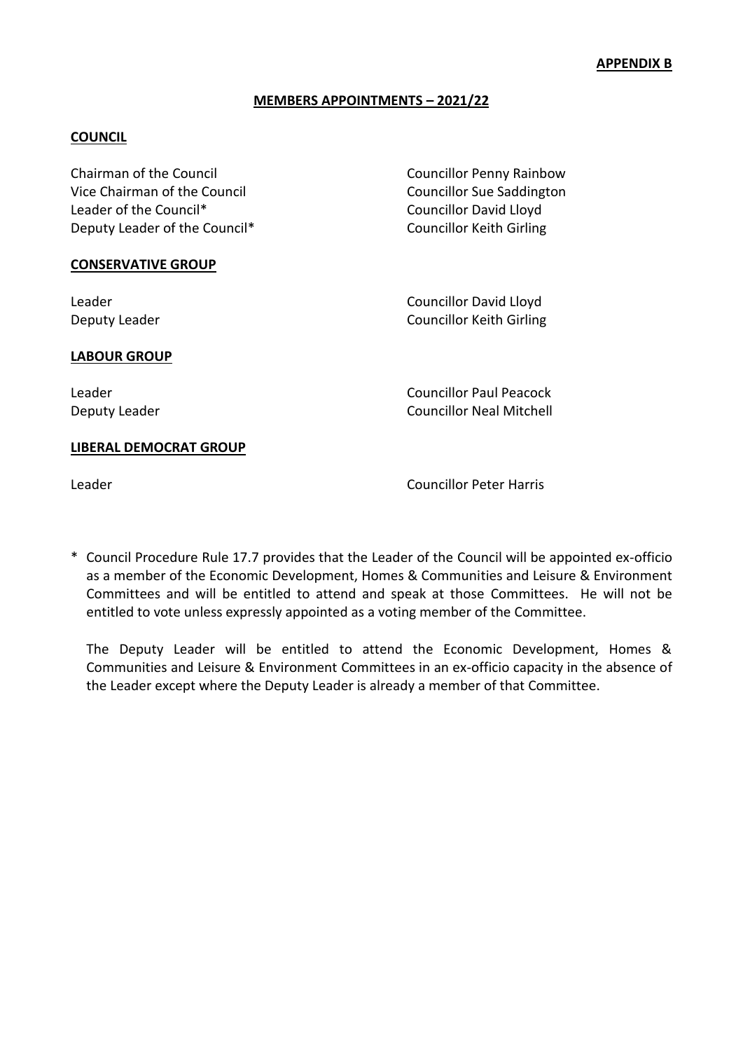**APPENDIX B**

**MEMBERS APPOINTMENTS – 2021/22**

**COUNCIL**

| | |
|---|---|
| Chairman of the Council | Councillor Penny Rainbow |
| Vice Chairman of the Council | Councillor Sue Saddington |
| Leader of the Council* | Councillor David Lloyd |
| Deputy Leader of the Council* | Councillor Keith Girling |

**CONSERVATIVE GROUP**

| | |
|---|---|
| Leader | Councillor David Lloyd |
| Deputy Leader | Councillor Keith Girling |

**LABOUR GROUP**

| | |
|---|---|
| Leader | Councillor Paul Peacock |
| Deputy Leader | Councillor Neal Mitchell |

**LIBERAL DEMOCRAT GROUP**

| | |
|---|---|
| Leader | Councillor Peter Harris |

\* Council Procedure Rule 17.7 provides that the Leader of the Council will be appointed ex-officio as a member of the Economic Development, Homes & Communities and Leisure & Environment Committees and will be entitled to attend and speak at those Committees. He will not be entitled to vote unless expressly appointed as a voting member of the Committee.

The Deputy Leader will be entitled to attend the Economic Development, Homes & Communities and Leisure & Environment Committees in an ex-officio capacity in the absence of the Leader except where the Deputy Leader is already a member of that Committee.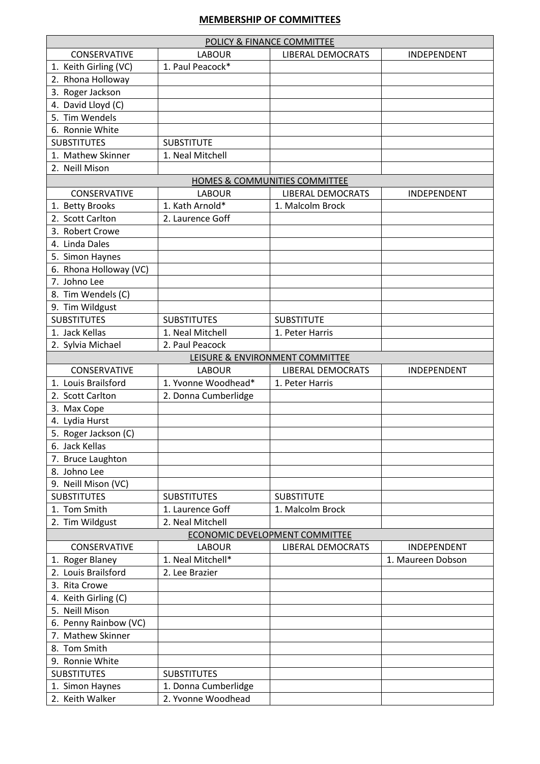# MEMBERSHIP OF COMMITTEES

| POLICY & FINANCE COMMITTEE | | | |
|---|---|---|---|
| CONSERVATIVE | LABOUR | LIBERAL DEMOCRATS | INDEPENDENT |
| 1. Keith Girling (VC) | 1. Paul Peacock* | | |
| 2. Rhona Holloway | | | |
| 3. Roger Jackson | | | |
| 4. David Lloyd (C) | | | |
| 5. Tim Wendels | | | |
| 6. Ronnie White | | | |
| SUBSTITUTES | SUBSTITUTE | | |
| 1. Mathew Skinner | 1. Neal Mitchell | | |
| 2. Neill Mison | | | |

| HOMES & COMMUNITIES COMMITTEE | | | |
|---|---|---|---|
| CONSERVATIVE | LABOUR | LIBERAL DEMOCRATS | INDEPENDENT |
| 1. Betty Brooks | 1. Kath Arnold* | 1. Malcolm Brock | |
| 2. Scott Carlton | 2. Laurence Goff | | |
| 3. Robert Crowe | | | |
| 4. Linda Dales | | | |
| 5. Simon Haynes | | | |
| 6. Rhona Holloway (VC) | | | |
| 7. Johno Lee | | | |
| 8. Tim Wendels (C) | | | |
| 9. Tim Wildgust | | | |
| SUBSTITUTES | SUBSTITUTES | SUBSTITUTE | |
| 1. Jack Kellas | 1. Neal Mitchell | 1. Peter Harris | |
| 2. Sylvia Michael | 2. Paul Peacock | | |

| LEISURE & ENVIRONMENT COMMITTEE | | | |
|---|---|---|---|
| CONSERVATIVE | LABOUR | LIBERAL DEMOCRATS | INDEPENDENT |
| 1. Louis Brailsford | 1. Yvonne Woodhead* | 1. Peter Harris | |
| 2. Scott Carlton | 2. Donna Cumberlidge | | |
| 3. Max Cope | | | |
| 4. Lydia Hurst | | | |
| 5. Roger Jackson (C) | | | |
| 6. Jack Kellas | | | |
| 7. Bruce Laughton | | | |
| 8. Johno Lee | | | |
| 9. Neill Mison (VC) | | | |
| SUBSTITUTES | SUBSTITUTES | SUBSTITUTE | |
| 1. Tom Smith | 1. Laurence Goff | 1. Malcolm Brock | |
| 2. Tim Wildgust | 2. Neal Mitchell | | |

| ECONOMIC DEVELOPMENT COMMITTEE | | | |
|---|---|---|---|
| CONSERVATIVE | LABOUR | LIBERAL DEMOCRATS | INDEPENDENT |
| 1. Roger Blaney | 1. Neal Mitchell* | | 1. Maureen Dobson |
| 2. Louis Brailsford | 2. Lee Brazier | | |
| 3. Rita Crowe | | | |
| 4. Keith Girling (C) | | | |
| 5. Neill Mison | | | |
| 6. Penny Rainbow (VC) | | | |
| 7. Mathew Skinner | | | |
| 8. Tom Smith | | | |
| 9. Ronnie White | | | |
| SUBSTITUTES | SUBSTITUTES | | |
| 1. Simon Haynes | 1. Donna Cumberlidge | | |
| 2. Keith Walker | 2. Yvonne Woodhead | | |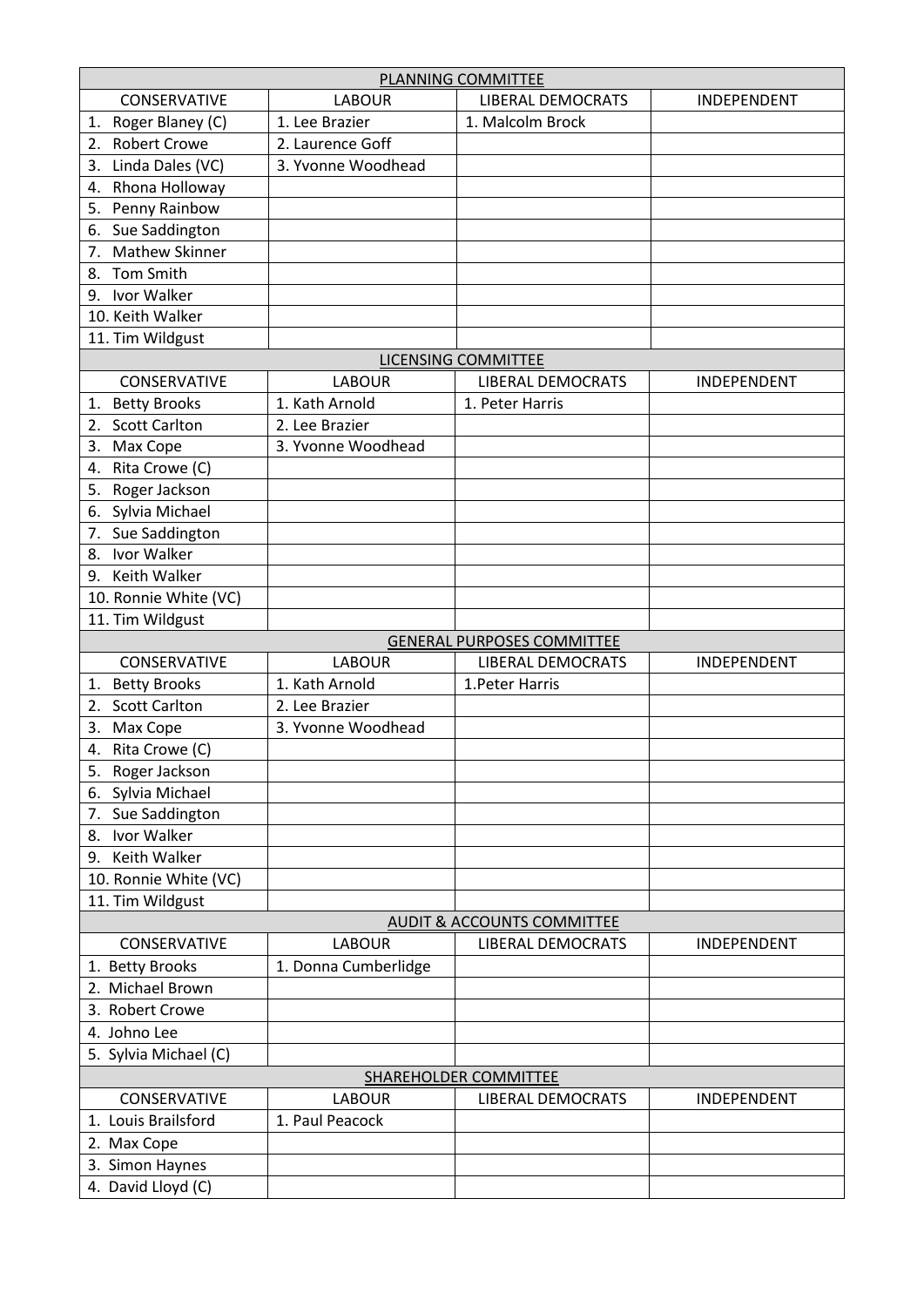| PLANNING COMMITTEE | | | |
|---|---|---|---|
| CONSERVATIVE | LABOUR | LIBERAL DEMOCRATS | INDEPENDENT |
| 1. Roger Blaney (C) | 1. Lee Brazier | 1. Malcolm Brock | |
| 2. Robert Crowe | 2. Laurence Goff | | |
| 3. Linda Dales (VC) | 3. Yvonne Woodhead | | |
| 4. Rhona Holloway | | | |
| 5. Penny Rainbow | | | |
| 6. Sue Saddington | | | |
| 7. Mathew Skinner | | | |
| 8. Tom Smith | | | |
| 9. Ivor Walker | | | |
| 10. Keith Walker | | | |
| 11. Tim Wildgust | | | |

| LICENSING COMMITTEE | | | |
|---|---|---|---|
| CONSERVATIVE | LABOUR | LIBERAL DEMOCRATS | INDEPENDENT |
| 1. Betty Brooks | 1. Kath Arnold | 1. Peter Harris | |
| 2. Scott Carlton | 2. Lee Brazier | | |
| 3. Max Cope | 3. Yvonne Woodhead | | |
| 4. Rita Crowe (C) | | | |
| 5. Roger Jackson | | | |
| 6. Sylvia Michael | | | |
| 7. Sue Saddington | | | |
| 8. Ivor Walker | | | |
| 9. Keith Walker | | | |
| 10. Ronnie White (VC) | | | |
| 11. Tim Wildgust | | | |

| GENERAL PURPOSES COMMITTEE | | | |
|---|---|---|---|
| CONSERVATIVE | LABOUR | LIBERAL DEMOCRATS | INDEPENDENT |
| 1. Betty Brooks | 1. Kath Arnold | 1.Peter Harris | |
| 2. Scott Carlton | 2. Lee Brazier | | |
| 3. Max Cope | 3. Yvonne Woodhead | | |
| 4. Rita Crowe (C) | | | |
| 5. Roger Jackson | | | |
| 6. Sylvia Michael | | | |
| 7. Sue Saddington | | | |
| 8. Ivor Walker | | | |
| 9. Keith Walker | | | |
| 10. Ronnie White (VC) | | | |
| 11. Tim Wildgust | | | |

| AUDIT & ACCOUNTS COMMITTEE | | | |
|---|---|---|---|
| CONSERVATIVE | LABOUR | LIBERAL DEMOCRATS | INDEPENDENT |
| 1. Betty Brooks | 1. Donna Cumberlidge | | |
| 2. Michael Brown | | | |
| 3. Robert Crowe | | | |
| 4. Johno Lee | | | |
| 5. Sylvia Michael (C) | | | |

| SHAREHOLDER COMMITTEE | | | |
|---|---|---|---|
| CONSERVATIVE | LABOUR | LIBERAL DEMOCRATS | INDEPENDENT |
| 1. Louis Brailsford | 1. Paul Peacock | | |
| 2. Max Cope | | | |
| 3. Simon Haynes | | | |
| 4. David Lloyd (C) | | | |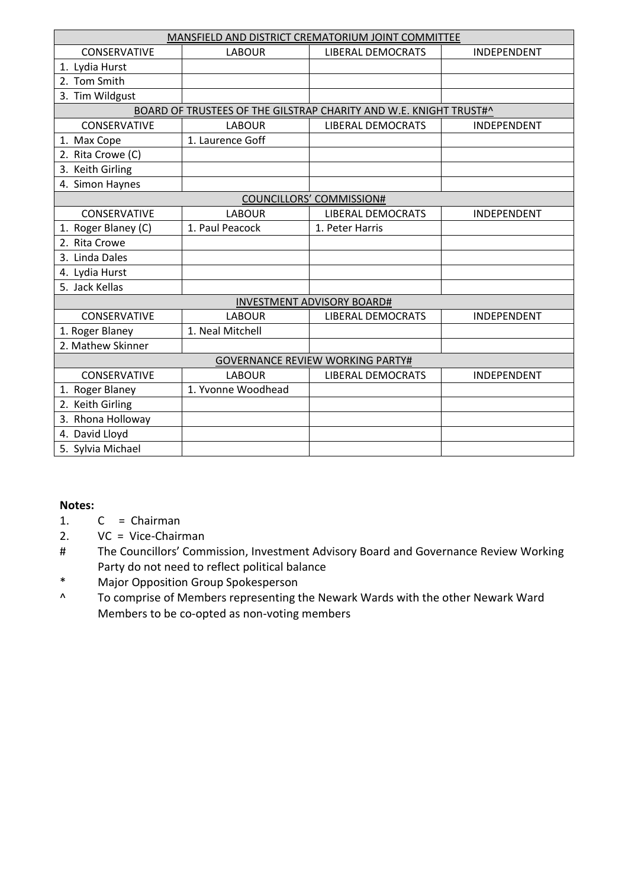| MANSFIELD AND DISTRICT CREMATORIUM JOINT COMMITTEE | | | |
|---|---|---|---|
| CONSERVATIVE | LABOUR | LIBERAL DEMOCRATS | INDEPENDENT |
| 1. Lydia Hurst | | | |
| 2. Tom Smith | | | |
| 3. Tim Wildgust | | | |
| BOARD OF TRUSTEES OF THE GILSTRAP CHARITY AND W.E. KNIGHT TRUST#^ | | | |
| CONSERVATIVE | LABOUR | LIBERAL DEMOCRATS | INDEPENDENT |
| 1. Max Cope | 1. Laurence Goff | | |
| 2. Rita Crowe (C) | | | |
| 3. Keith Girling | | | |
| 4. Simon Haynes | | | |
| COUNCILLORS' COMMISSION# | | | |
| CONSERVATIVE | LABOUR | LIBERAL DEMOCRATS | INDEPENDENT |
| 1. Roger Blaney (C) | 1. Paul Peacock | 1. Peter Harris | |
| 2. Rita Crowe | | | |
| 3. Linda Dales | | | |
| 4. Lydia Hurst | | | |
| 5. Jack Kellas | | | |
| INVESTMENT ADVISORY BOARD# | | | |
| CONSERVATIVE | LABOUR | LIBERAL DEMOCRATS | INDEPENDENT |
| 1. Roger Blaney | 1. Neal Mitchell | | |
| 2. Mathew Skinner | | | |
| GOVERNANCE REVIEW WORKING PARTY# | | | |
| CONSERVATIVE | LABOUR | LIBERAL DEMOCRATS | INDEPENDENT |
| 1. Roger Blaney | 1. Yvonne Woodhead | | |
| 2. Keith Girling | | | |
| 3. Rhona Holloway | | | |
| 4. David Lloyd | | | |
| 5. Sylvia Michael | | | |

**Notes:**

1. C = Chairman
2. VC = Vice-Chairman

# The Councillors' Commission, Investment Advisory Board and Governance Review Working Party do not need to reflect political balance

* Major Opposition Group Spokesperson

^ To comprise of Members representing the Newark Wards with the other Newark Ward Members to be co-opted as non-voting members